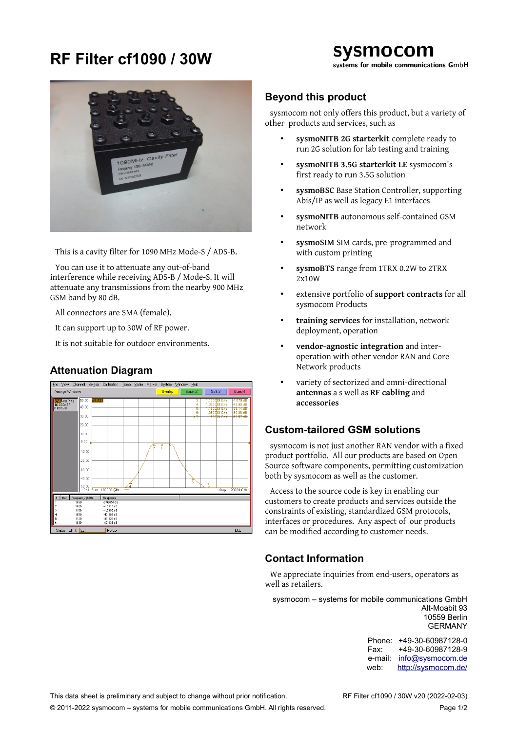# RF Filter cf1090 / 30W

sysmocom
systems for mobile communications GmbH

This is a cavity filter for 1090 MHz Mode-S / ADS-B.

You can use it to attenuate any out-of-band interference while receiving ADS-B / Mode-S. It will attenuate any transmissions from the nearby 900 MHz GSM band by 80 dB.

All connectors are SMA (female).

It can support up to 30W of RF power.

It is not suitable for outdoor environments.

## Attenuation Diagram

## Beyond this product

sysmocom not only offers this product, but a variety of other products and services, such as

- **sysmoNITB 2G starterkit** complete ready to run 2G solution for lab testing and training
- **sysmoNITB 3.5G starterkit LE** sysmocom's first ready to run 3.5G solution
- **sysmoBSC** Base Station Controller, supporting Abis/IP as well as legacy E1 interfaces
- **sysmoNITB** autonomous self-contained GSM network
- **sysmoSIM** SIM cards, pre-programmed and with custom printing
- **sysmoBTS** range from 1TRX 0.2W to 2TRX 2x10W
- extensive portfolio of **support contracts** for all sysmocom Products
- **training services** for installation, network deployment, operation
- **vendor-agnostic integration** and inter-operation with other vendor RAN and Core Network products
- variety of sectorized and omni-directional **antennas** a s well as **RF cabling** and **accessories**

## Custom-tailored GSM solutions

sysmocom is not just another RAN vendor with a fixed product portfolio. All our products are based on Open Source software components, permitting customization both by sysmocom as well as the customer.

Access to the source code is key in enabling our customers to create products and services outside the constraints of existing, standardized GSM protocols, interfaces or procedures. Any aspect of our products can be modified according to customer needs.

## Contact Information

We appreciate inquiries from end-users, operators as well as retailers.

sysmocom – systems for mobile communications GmbH
Alt-Moabit 93
10559 Berlin
GERMANY

Phone: +49-30-60987128-0
Fax: +49-30-60987128-9
e-mail: info@sysmocom.de
web: http://sysmocom.de/

This data sheet is preliminary and subject to change without prior notification.

© 2011-2022 sysmocom – systems for mobile communications GmbH. All rights reserved.

RF Filter cf1090 / 30W v20 (2022-02-03)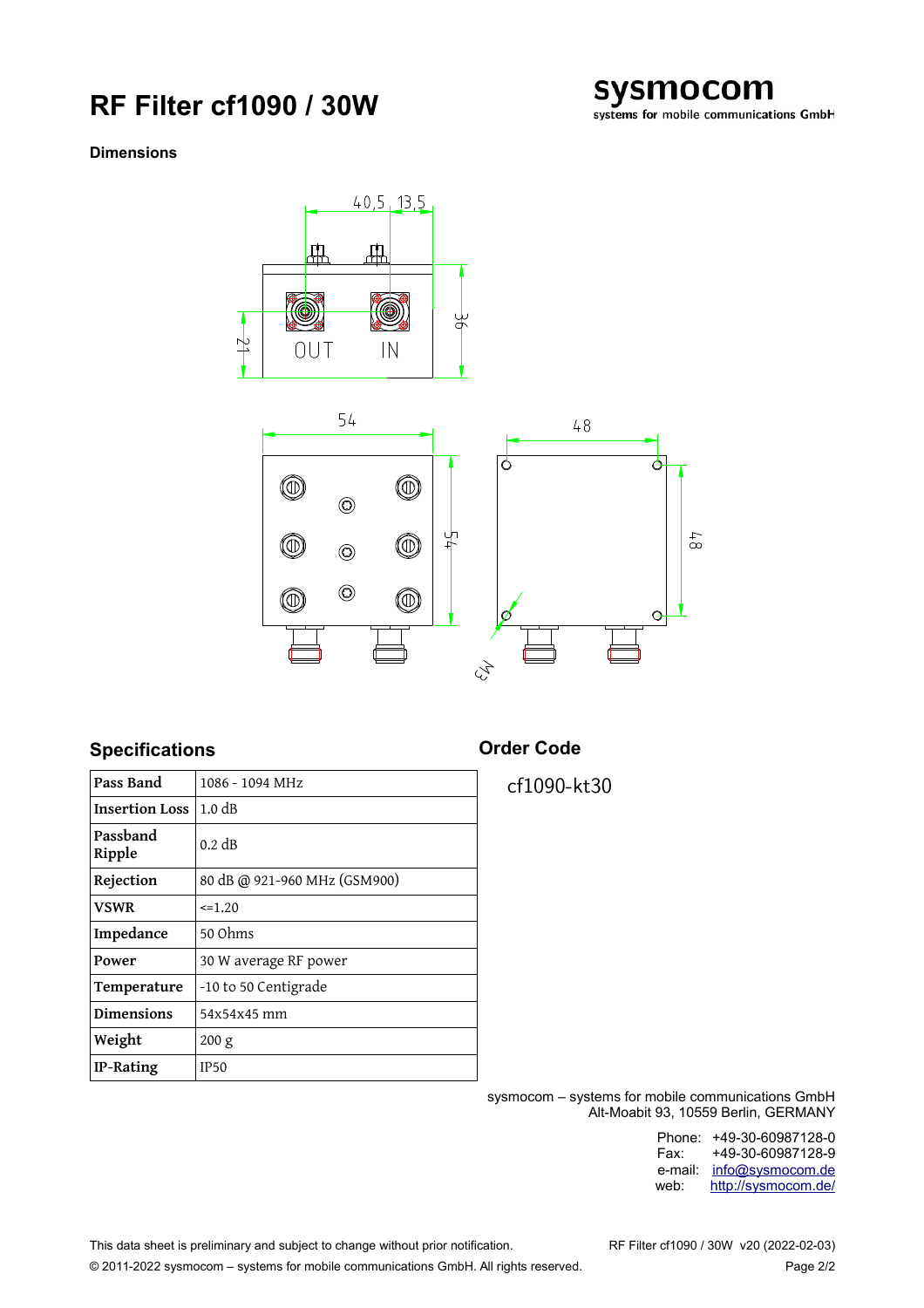# RF Filter cf1090 / 30W

sysmocom
systems for mobile communications GmbH

### Dimensions

40,5
13,5
36
21
OUT
IN
54
54
48
48
M3

## Specifications

| | |
|---|---|
| **Pass Band** | 1086 - 1094 MHz |
| **Insertion Loss** | 1.0 dB |
| **Passband Ripple** | 0.2 dB |
| **Rejection** | 80 dB @ 921-960 MHz (GSM900) |
| **VSWR** | <=1.20 |
| **Impedance** | 50 Ohms |
| **Power** | 30 W average RF power |
| **Temperature** | -10 to 50 Centigrade |
| **Dimensions** | 54x54x45 mm |
| **Weight** | 200 g |
| **IP-Rating** | IP50 |

## Order Code

cf1090-kt30

sysmocom – systems for mobile communications GmbH
Alt-Moabit 93, 10559 Berlin, GERMANY

Phone: +49-30-60987128-0
Fax: +49-30-60987128-9
e-mail: info@sysmocom.de
web: http://sysmocom.de/

This data sheet is preliminary and subject to change without prior notification.

© 2011-2022 sysmocom – systems for mobile communications GmbH. All rights reserved.

RF Filter cf1090 / 30W v20 (2022-02-03)